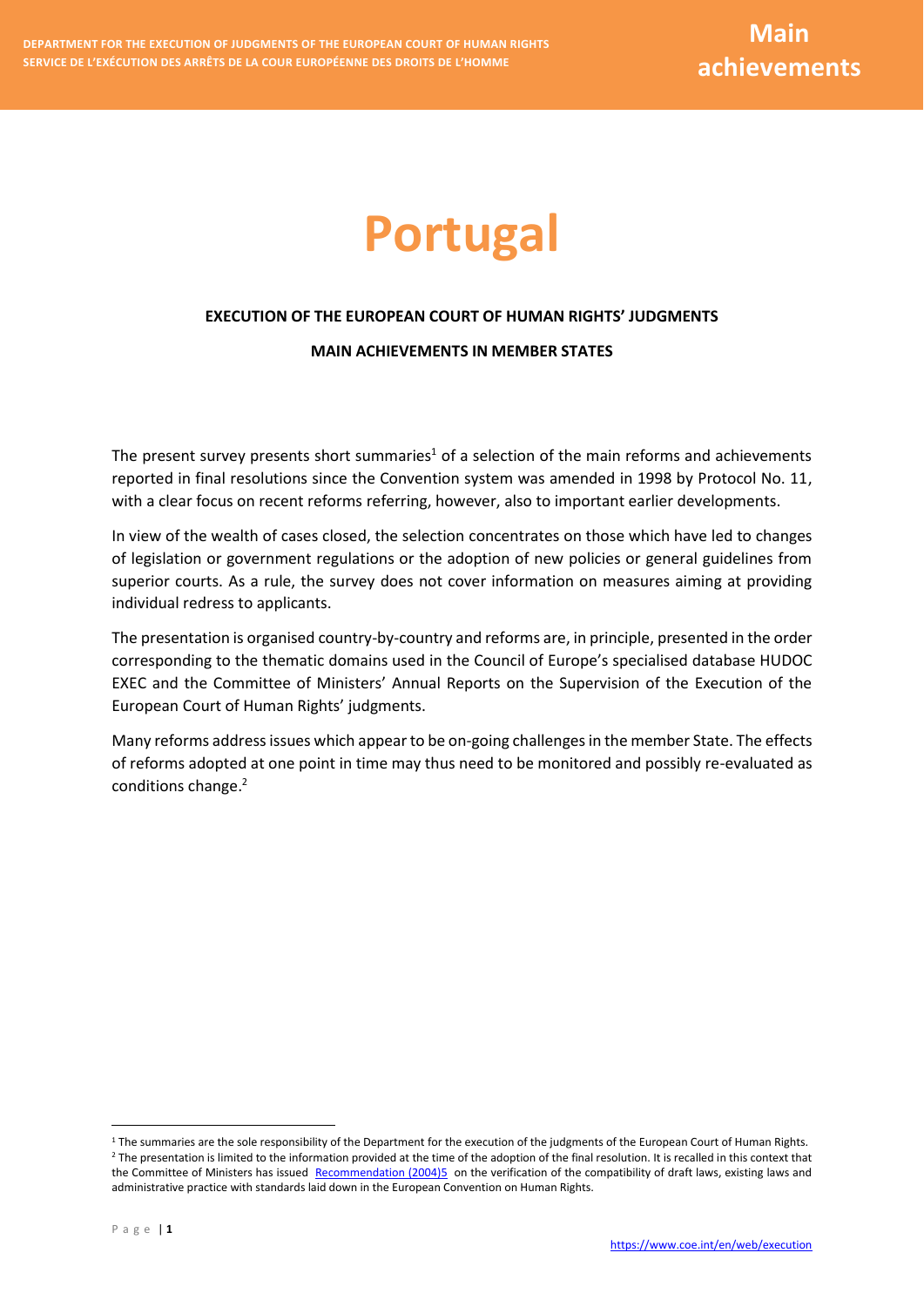# Portugal

**EXECUTION OF THE EUROPEAN COURT OF HUMAN RIGHTS' JUDGMENTS**

**MAIN ACHIEVEMENTS IN MEMBER STATES**

The present survey presents short summaries[1] of a selection of the main reforms and achievements reported in final resolutions since the Convention system was amended in 1998 by Protocol No. 11, with a clear focus on recent reforms referring, however, also to important earlier developments.

In view of the wealth of cases closed, the selection concentrates on those which have led to changes of legislation or government regulations or the adoption of new policies or general guidelines from superior courts. As a rule, the survey does not cover information on measures aiming at providing individual redress to applicants.

The presentation is organised country-by-country and reforms are, in principle, presented in the order corresponding to the thematic domains used in the Council of Europe's specialised database HUDOC EXEC and the Committee of Ministers' Annual Reports on the Supervision of the Execution of the European Court of Human Rights' judgments.

Many reforms address issues which appear to be on-going challenges in the member State. The effects of reforms adopted at one point in time may thus need to be monitored and possibly re-evaluated as conditions change.[2]

---

[1] The summaries are the sole responsibility of the Department for the execution of the judgments of the European Court of Human Rights.

[2] The presentation is limited to the information provided at the time of the adoption of the final resolution. It is recalled in this context that the Committee of Ministers has issued Recommendation (2004)5 on the verification of the compatibility of draft laws, existing laws and administrative practice with standards laid down in the European Convention on Human Rights.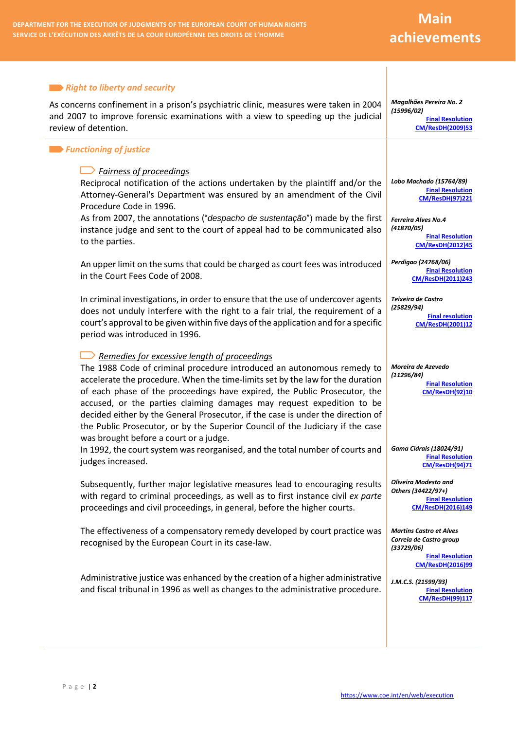## Right to liberty and security

As concerns confinement in a prison's psychiatric clinic, measures were taken in 2004 and 2007 to improve forensic examinations with a view to speeding up the judicial review of detention.

*Magalhães Pereira No. 2 (15996/02)*
Final Resolution CM/ResDH(2009)53

## Functioning of justice

### Fairness of proceedings

Reciprocal notification of the actions undertaken by the plaintiff and/or the Attorney-General's Department was ensured by an amendment of the Civil Procedure Code in 1996.

*Lobo Machado (15764/89)*
Final Resolution CM/ResDH(97)221

As from 2007, the annotations ("*despacho de sustentação*") made by the first instance judge and sent to the court of appeal had to be communicated also to the parties.

*Ferreira Alves No.4 (41870/05)*
Final Resolution CM/ResDH(2012)45

An upper limit on the sums that could be charged as court fees was introduced in the Court Fees Code of 2008.

*Perdigao (24768/06)*
Final Resolution CM/ResDH(2011)243

In criminal investigations, in order to ensure that the use of undercover agents does not unduly interfere with the right to a fair trial, the requirement of a court's approval to be given within five days of the application and for a specific period was introduced in 1996.

*Teixeira de Castro (25829/94)*
Final resolution CM/ResDH(2001)12

### Remedies for excessive length of proceedings

The 1988 Code of criminal procedure introduced an autonomous remedy to accelerate the procedure. When the time-limits set by the law for the duration of each phase of the proceedings have expired, the Public Prosecutor, the accused, or the parties claiming damages may request expedition to be decided either by the General Prosecutor, if the case is under the direction of the Public Prosecutor, or by the Superior Council of the Judiciary if the case was brought before a court or a judge.

*Moreira de Azevedo (11296/84)*
Final Resolution CM/ResDH(92)10

In 1992, the court system was reorganised, and the total number of courts and judges increased.

*Gama Cidrais (18024/91)*
Final Resolution CM/ResDH(94)71

Subsequently, further major legislative measures lead to encouraging results with regard to criminal proceedings, as well as to first instance civil *ex parte* proceedings and civil proceedings, in general, before the higher courts.

*Oliveira Modesto and Others (34422/97+)*
Final Resolution CM/ResDH(2016)149

The effectiveness of a compensatory remedy developed by court practice was recognised by the European Court in its case-law.

*Martins Castro et Alves Correia de Castro group (33729/06)*
Final Resolution CM/ResDH(2016)99

Administrative justice was enhanced by the creation of a higher administrative and fiscal tribunal in 1996 as well as changes to the administrative procedure.

*J.M.C.S. (21599/93)*
Final Resolution CM/ResDH(99)117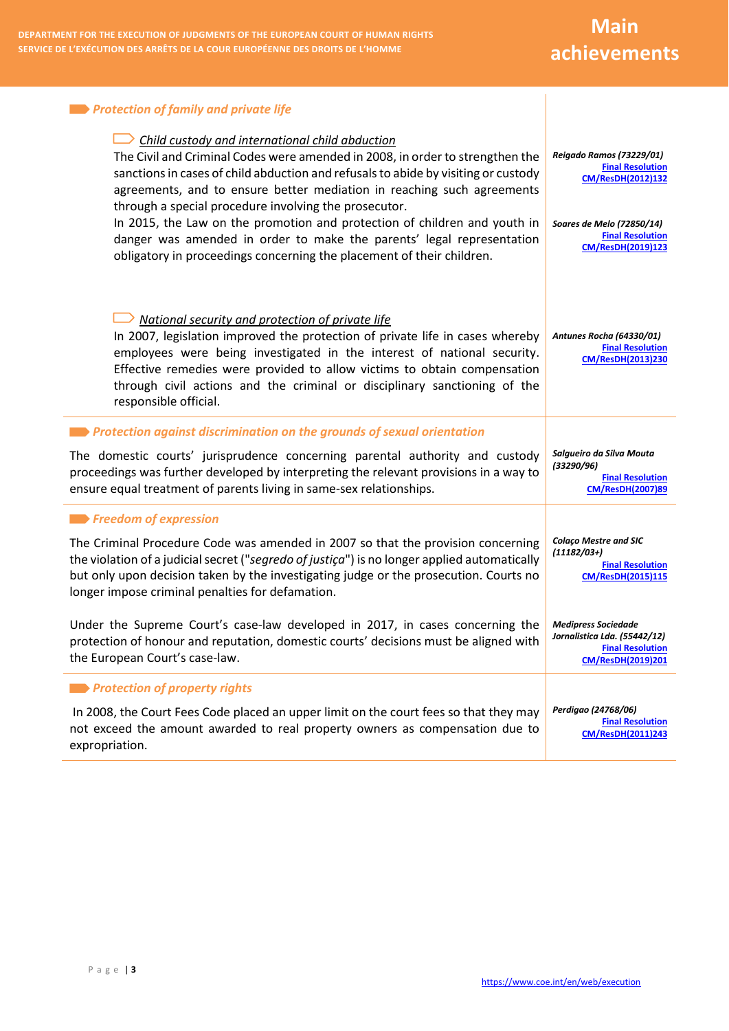## *Protection of family and private life*

### *Child custody and international child abduction*

The Civil and Criminal Codes were amended in 2008, in order to strengthen the sanctions in cases of child abduction and refusals to abide by visiting or custody agreements, and to ensure better mediation in reaching such agreements through a special procedure involving the prosecutor.

***Reigado Ramos (73229/01)***
Final Resolution
CM/ResDH(2012)132

In 2015, the Law on the promotion and protection of children and youth in danger was amended in order to make the parents' legal representation obligatory in proceedings concerning the placement of their children.

***Soares de Melo (72850/14)***
Final Resolution
CM/ResDH(2019)123

### *National security and protection of private life*

In 2007, legislation improved the protection of private life in cases whereby employees were being investigated in the interest of national security. Effective remedies were provided to allow victims to obtain compensation through civil actions and the criminal or disciplinary sanctioning of the responsible official.

***Antunes Rocha (64330/01)***
Final Resolution
CM/ResDH(2013)230

## *Protection against discrimination on the grounds of sexual orientation*

The domestic courts' jurisprudence concerning parental authority and custody proceedings was further developed by interpreting the relevant provisions in a way to ensure equal treatment of parents living in same-sex relationships.

***Salgueiro da Silva Mouta (33290/96)***
Final Resolution
CM/ResDH(2007)89

## *Freedom of expression*

The Criminal Procedure Code was amended in 2007 so that the provision concerning the violation of a judicial secret ("*segredo of justiça*") is no longer applied automatically but only upon decision taken by the investigating judge or the prosecution. Courts no longer impose criminal penalties for defamation.

***Colaço Mestre and SIC (11182/03+)***
Final Resolution
CM/ResDH(2015)115

Under the Supreme Court's case-law developed in 2017, in cases concerning the protection of honour and reputation, domestic courts' decisions must be aligned with the European Court's case-law.

***Medipress Sociedade Jornalistica Lda. (55442/12)***
Final Resolution
CM/ResDH(2019)201

## *Protection of property rights*

In 2008, the Court Fees Code placed an upper limit on the court fees so that they may not exceed the amount awarded to real property owners as compensation due to expropriation.

***Perdigao (24768/06)***
Final Resolution
CM/ResDH(2011)243